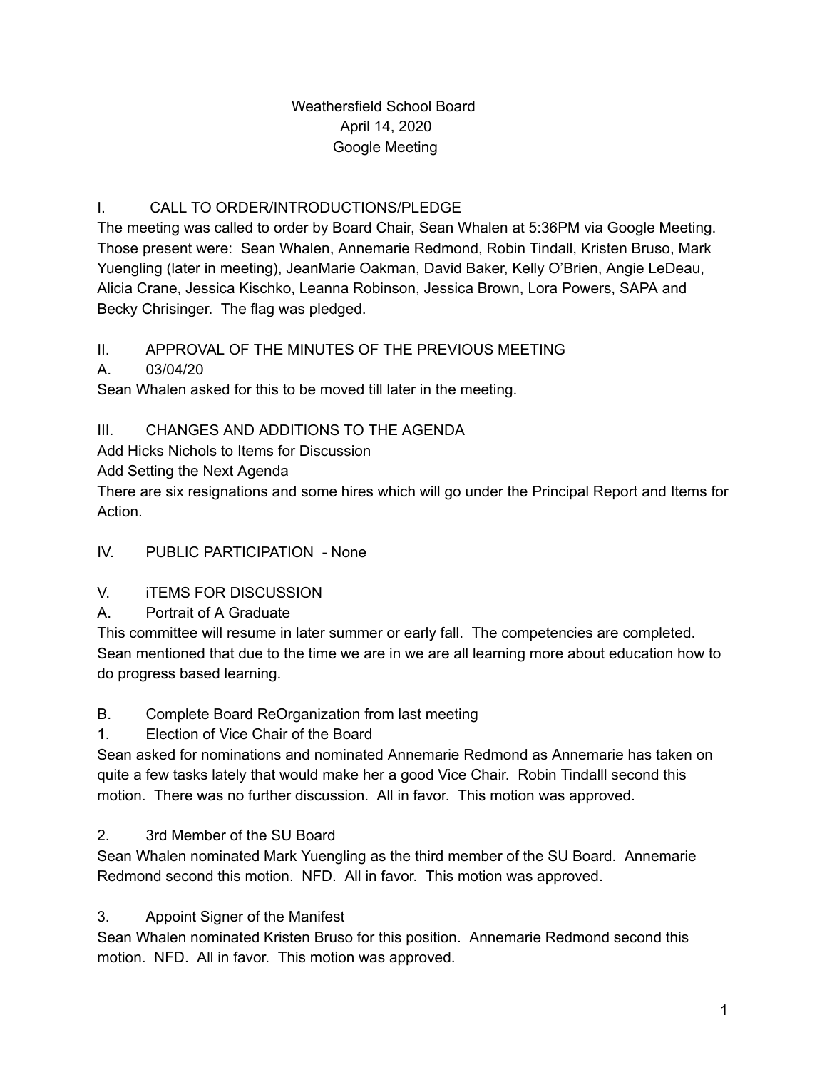# Weathersfield School Board
April 14, 2020
Google Meeting

## I. CALL TO ORDER/INTRODUCTIONS/PLEDGE

The meeting was called to order by Board Chair, Sean Whalen at 5:36PM via Google Meeting. Those present were: Sean Whalen, Annemarie Redmond, Robin Tindall, Kristen Bruso, Mark Yuengling (later in meeting), JeanMarie Oakman, David Baker, Kelly O'Brien, Angie LeDeau, Alicia Crane, Jessica Kischko, Leanna Robinson, Jessica Brown, Lora Powers, SAPA and Becky Chrisinger. The flag was pledged.

## II. APPROVAL OF THE MINUTES OF THE PREVIOUS MEETING

A. 03/04/20

Sean Whalen asked for this to be moved till later in the meeting.

## III. CHANGES AND ADDITIONS TO THE AGENDA

Add Hicks Nichols to Items for Discussion

Add Setting the Next Agenda

There are six resignations and some hires which will go under the Principal Report and Items for Action.

## IV. PUBLIC PARTICIPATION - None

## V. iTEMS FOR DISCUSSION

A. Portrait of A Graduate

This committee will resume in later summer or early fall. The competencies are completed. Sean mentioned that due to the time we are in we are all learning more about education how to do progress based learning.

B. Complete Board ReOrganization from last meeting

1. Election of Vice Chair of the Board

Sean asked for nominations and nominated Annemarie Redmond as Annemarie has taken on quite a few tasks lately that would make her a good Vice Chair. Robin Tindalll second this motion. There was no further discussion. All in favor. This motion was approved.

2. 3rd Member of the SU Board

Sean Whalen nominated Mark Yuengling as the third member of the SU Board. Annemarie Redmond second this motion. NFD. All in favor. This motion was approved.

3. Appoint Signer of the Manifest

Sean Whalen nominated Kristen Bruso for this position. Annemarie Redmond second this motion. NFD. All in favor. This motion was approved.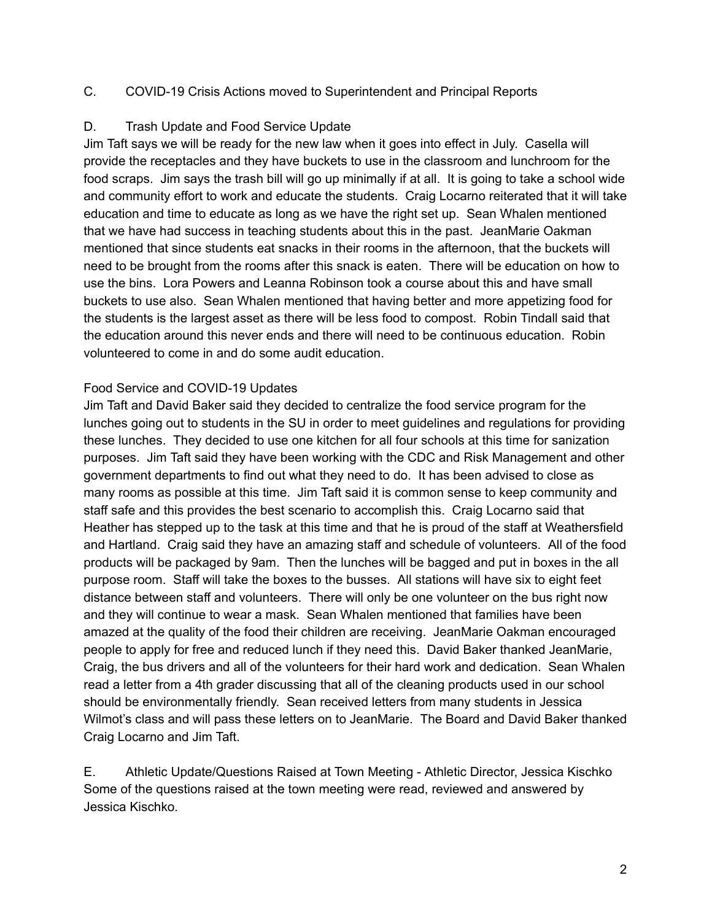C. COVID-19 Crisis Actions moved to Superintendent and Principal Reports

D. Trash Update and Food Service Update

Jim Taft says we will be ready for the new law when it goes into effect in July. Casella will provide the receptacles and they have buckets to use in the classroom and lunchroom for the food scraps. Jim says the trash bill will go up minimally if at all. It is going to take a school wide and community effort to work and educate the students. Craig Locarno reiterated that it will take education and time to educate as long as we have the right set up. Sean Whalen mentioned that we have had success in teaching students about this in the past. JeanMarie Oakman mentioned that since students eat snacks in their rooms in the afternoon, that the buckets will need to be brought from the rooms after this snack is eaten. There will be education on how to use the bins. Lora Powers and Leanna Robinson took a course about this and have small buckets to use also. Sean Whalen mentioned that having better and more appetizing food for the students is the largest asset as there will be less food to compost. Robin Tindall said that the education around this never ends and there will need to be continuous education. Robin volunteered to come in and do some audit education.

Food Service and COVID-19 Updates

Jim Taft and David Baker said they decided to centralize the food service program for the lunches going out to students in the SU in order to meet guidelines and regulations for providing these lunches. They decided to use one kitchen for all four schools at this time for sanization purposes. Jim Taft said they have been working with the CDC and Risk Management and other government departments to find out what they need to do. It has been advised to close as many rooms as possible at this time. Jim Taft said it is common sense to keep community and staff safe and this provides the best scenario to accomplish this. Craig Locarno said that Heather has stepped up to the task at this time and that he is proud of the staff at Weathersfield and Hartland. Craig said they have an amazing staff and schedule of volunteers. All of the food products will be packaged by 9am. Then the lunches will be bagged and put in boxes in the all purpose room. Staff will take the boxes to the busses. All stations will have six to eight feet distance between staff and volunteers. There will only be one volunteer on the bus right now and they will continue to wear a mask. Sean Whalen mentioned that families have been amazed at the quality of the food their children are receiving. JeanMarie Oakman encouraged people to apply for free and reduced lunch if they need this. David Baker thanked JeanMarie, Craig, the bus drivers and all of the volunteers for their hard work and dedication. Sean Whalen read a letter from a 4th grader discussing that all of the cleaning products used in our school should be environmentally friendly. Sean received letters from many students in Jessica Wilmot's class and will pass these letters on to JeanMarie. The Board and David Baker thanked Craig Locarno and Jim Taft.

E. Athletic Update/Questions Raised at Town Meeting - Athletic Director, Jessica Kischko

Some of the questions raised at the town meeting were read, reviewed and answered by Jessica Kischko.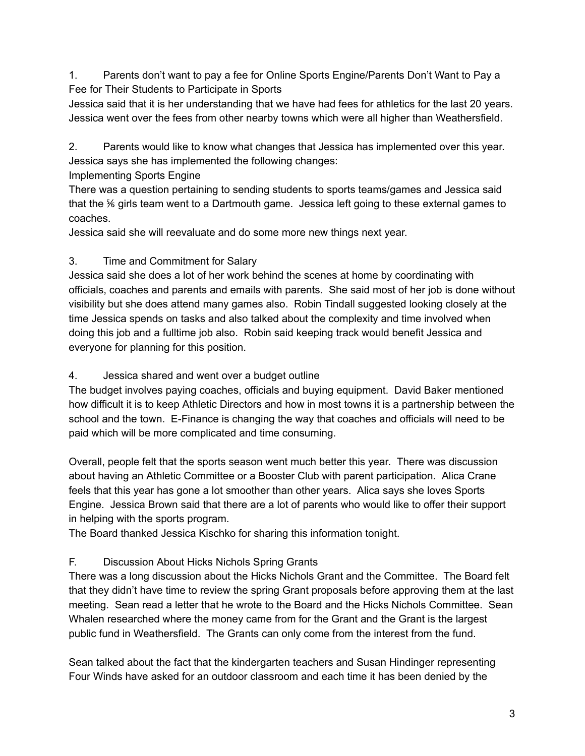1. Parents don't want to pay a fee for Online Sports Engine/Parents Don't Want to Pay a Fee for Their Students to Participate in Sports

Jessica said that it is her understanding that we have had fees for athletics for the last 20 years. Jessica went over the fees from other nearby towns which were all higher than Weathersfield.

2. Parents would like to know what changes that Jessica has implemented over this year.

Jessica says she has implemented the following changes:

Implementing Sports Engine

There was a question pertaining to sending students to sports teams/games and Jessica said that the ⅚ girls team went to a Dartmouth game. Jessica left going to these external games to coaches.

Jessica said she will reevaluate and do some more new things next year.

3. Time and Commitment for Salary

Jessica said she does a lot of her work behind the scenes at home by coordinating with officials, coaches and parents and emails with parents. She said most of her job is done without visibility but she does attend many games also. Robin Tindall suggested looking closely at the time Jessica spends on tasks and also talked about the complexity and time involved when doing this job and a fulltime job also. Robin said keeping track would benefit Jessica and everyone for planning for this position.

4. Jessica shared and went over a budget outline

The budget involves paying coaches, officials and buying equipment. David Baker mentioned how difficult it is to keep Athletic Directors and how in most towns it is a partnership between the school and the town. E-Finance is changing the way that coaches and officials will need to be paid which will be more complicated and time consuming.

Overall, people felt that the sports season went much better this year. There was discussion about having an Athletic Committee or a Booster Club with parent participation. Alica Crane feels that this year has gone a lot smoother than other years. Alica says she loves Sports Engine. Jessica Brown said that there are a lot of parents who would like to offer their support in helping with the sports program.

The Board thanked Jessica Kischko for sharing this information tonight.

F. Discussion About Hicks Nichols Spring Grants

There was a long discussion about the Hicks Nichols Grant and the Committee. The Board felt that they didn't have time to review the spring Grant proposals before approving them at the last meeting. Sean read a letter that he wrote to the Board and the Hicks Nichols Committee. Sean Whalen researched where the money came from for the Grant and the Grant is the largest public fund in Weathersfield. The Grants can only come from the interest from the fund.

Sean talked about the fact that the kindergarten teachers and Susan Hindinger representing Four Winds have asked for an outdoor classroom and each time it has been denied by the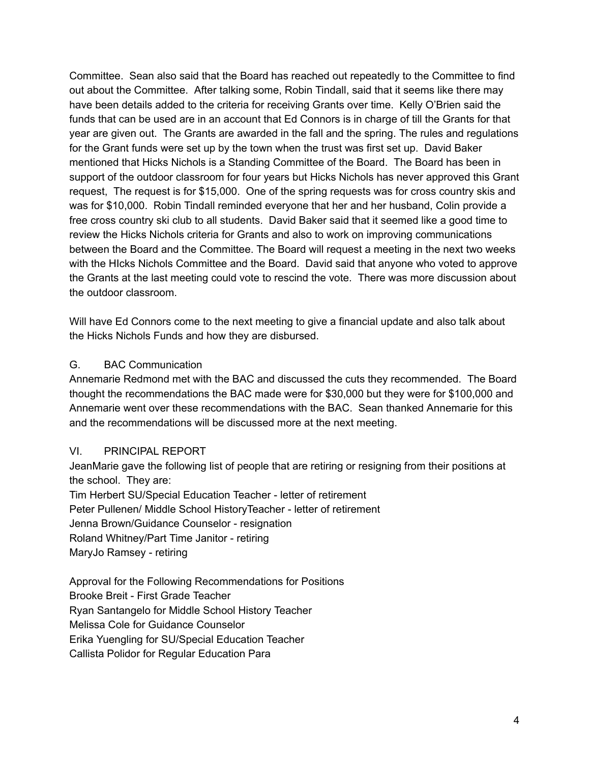Committee. Sean also said that the Board has reached out repeatedly to the Committee to find out about the Committee. After talking some, Robin Tindall, said that it seems like there may have been details added to the criteria for receiving Grants over time. Kelly O'Brien said the funds that can be used are in an account that Ed Connors is in charge of till the Grants for that year are given out. The Grants are awarded in the fall and the spring. The rules and regulations for the Grant funds were set up by the town when the trust was first set up. David Baker mentioned that Hicks Nichols is a Standing Committee of the Board. The Board has been in support of the outdoor classroom for four years but Hicks Nichols has never approved this Grant request, The request is for $15,000. One of the spring requests was for cross country skis and was for $10,000. Robin Tindall reminded everyone that her and her husband, Colin provide a free cross country ski club to all students. David Baker said that it seemed like a good time to review the Hicks Nichols criteria for Grants and also to work on improving communications between the Board and the Committee. The Board will request a meeting in the next two weeks with the HIcks Nichols Committee and the Board. David said that anyone who voted to approve the Grants at the last meeting could vote to rescind the vote. There was more discussion about the outdoor classroom.

Will have Ed Connors come to the next meeting to give a financial update and also talk about the Hicks Nichols Funds and how they are disbursed.

G. BAC Communication

Annemarie Redmond met with the BAC and discussed the cuts they recommended. The Board thought the recommendations the BAC made were for $30,000 but they were for $100,000 and Annemarie went over these recommendations with the BAC. Sean thanked Annemarie for this and the recommendations will be discussed more at the next meeting.

## VI. PRINCIPAL REPORT

JeanMarie gave the following list of people that are retiring or resigning from their positions at the school. They are:

Tim Herbert SU/Special Education Teacher - letter of retirement
Peter Pullenen/ Middle School HistoryTeacher - letter of retirement
Jenna Brown/Guidance Counselor - resignation
Roland Whitney/Part Time Janitor - retiring
MaryJo Ramsey - retiring

Approval for the Following Recommendations for Positions
Brooke Breit - First Grade Teacher
Ryan Santangelo for Middle School History Teacher
Melissa Cole for Guidance Counselor
Erika Yuengling for SU/Special Education Teacher
Callista Polidor for Regular Education Para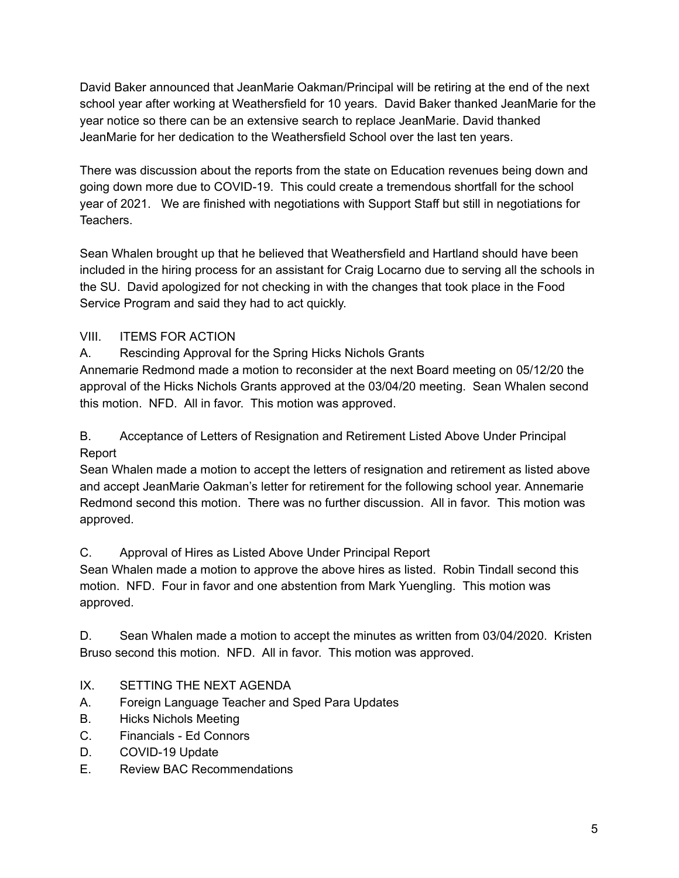David Baker announced that JeanMarie Oakman/Principal will be retiring at the end of the next school year after working at Weathersfield for 10 years. David Baker thanked JeanMarie for the year notice so there can be an extensive search to replace JeanMarie. David thanked JeanMarie for her dedication to the Weathersfield School over the last ten years.

There was discussion about the reports from the state on Education revenues being down and going down more due to COVID-19. This could create a tremendous shortfall for the school year of 2021. We are finished with negotiations with Support Staff but still in negotiations for Teachers.

Sean Whalen brought up that he believed that Weathersfield and Hartland should have been included in the hiring process for an assistant for Craig Locarno due to serving all the schools in the SU. David apologized for not checking in with the changes that took place in the Food Service Program and said they had to act quickly.

VIII. ITEMS FOR ACTION

A. Rescinding Approval for the Spring Hicks Nichols Grants

Annemarie Redmond made a motion to reconsider at the next Board meeting on 05/12/20 the approval of the Hicks Nichols Grants approved at the 03/04/20 meeting. Sean Whalen second this motion. NFD. All in favor. This motion was approved.

B. Acceptance of Letters of Resignation and Retirement Listed Above Under Principal Report

Sean Whalen made a motion to accept the letters of resignation and retirement as listed above and accept JeanMarie Oakman's letter for retirement for the following school year. Annemarie Redmond second this motion. There was no further discussion. All in favor. This motion was approved.

C. Approval of Hires as Listed Above Under Principal Report

Sean Whalen made a motion to approve the above hires as listed. Robin Tindall second this motion. NFD. Four in favor and one abstention from Mark Yuengling. This motion was approved.

D. Sean Whalen made a motion to accept the minutes as written from 03/04/2020. Kristen Bruso second this motion. NFD. All in favor. This motion was approved.

IX. SETTING THE NEXT AGENDA

A. Foreign Language Teacher and Sped Para Updates
B. Hicks Nichols Meeting
C. Financials - Ed Connors
D. COVID-19 Update
E. Review BAC Recommendations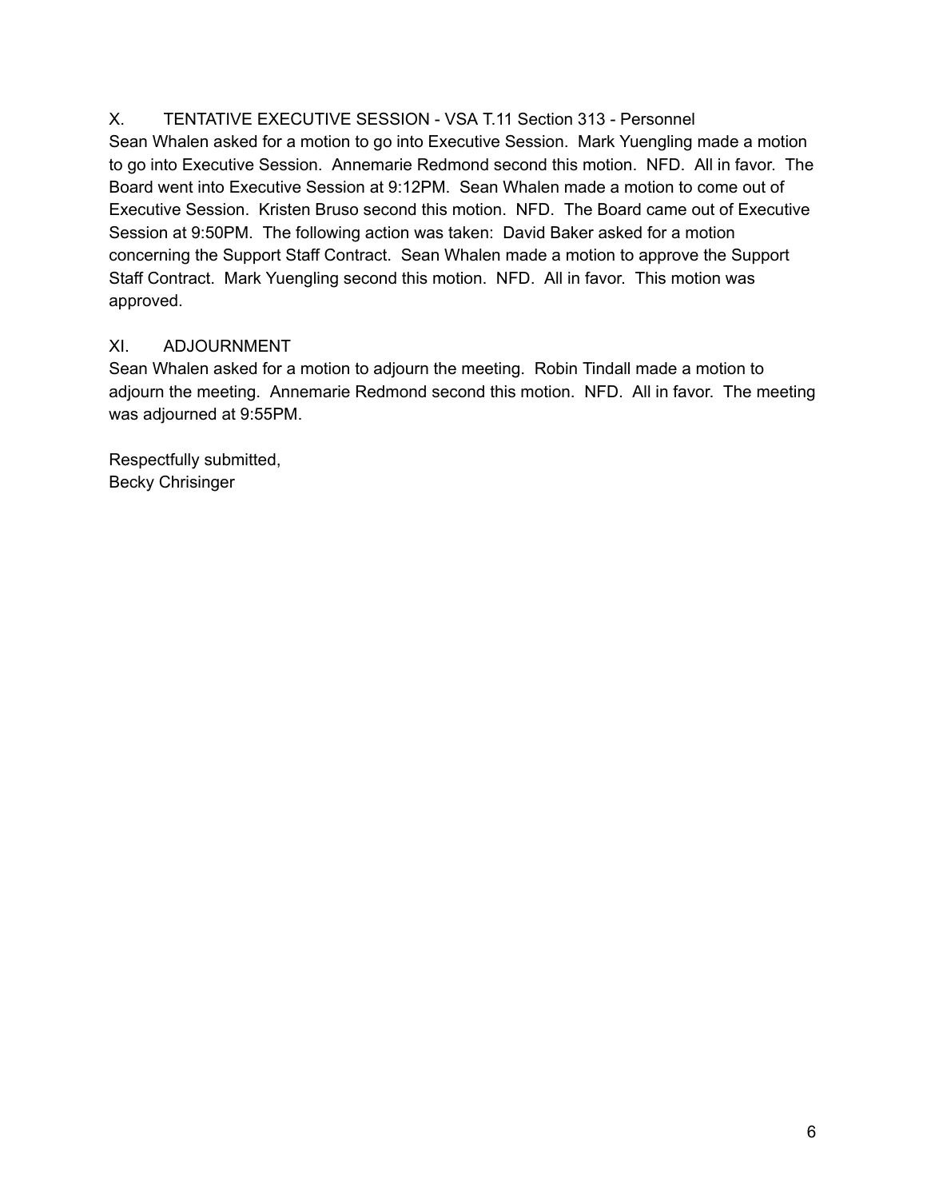X. TENTATIVE EXECUTIVE SESSION - VSA T.11 Section 313 - Personnel

Sean Whalen asked for a motion to go into Executive Session. Mark Yuengling made a motion to go into Executive Session. Annemarie Redmond second this motion. NFD. All in favor. The Board went into Executive Session at 9:12PM. Sean Whalen made a motion to come out of Executive Session. Kristen Bruso second this motion. NFD. The Board came out of Executive Session at 9:50PM. The following action was taken: David Baker asked for a motion concerning the Support Staff Contract. Sean Whalen made a motion to approve the Support Staff Contract. Mark Yuengling second this motion. NFD. All in favor. This motion was approved.

XI. ADJOURNMENT

Sean Whalen asked for a motion to adjourn the meeting. Robin Tindall made a motion to adjourn the meeting. Annemarie Redmond second this motion. NFD. All in favor. The meeting was adjourned at 9:55PM.

Respectfully submitted,
Becky Chrisinger